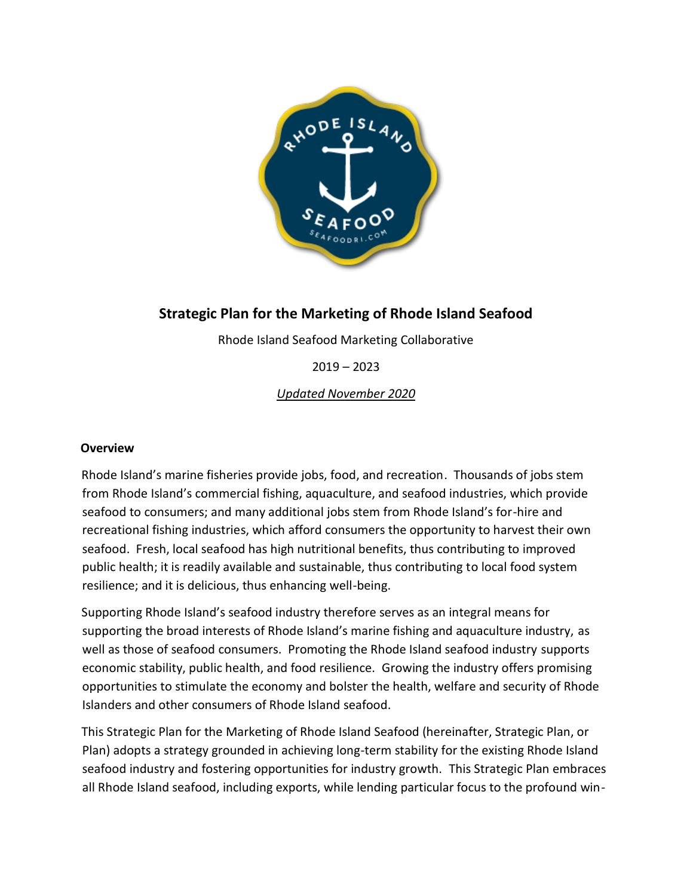# Strategic Plan for the Marketing of Rhode Island Seafood

Rhode Island Seafood Marketing Collaborative

2019 – 2023

*Updated November 2020*

## Overview

Rhode Island's marine fisheries provide jobs, food, and recreation. Thousands of jobs stem from Rhode Island's commercial fishing, aquaculture, and seafood industries, which provide seafood to consumers; and many additional jobs stem from Rhode Island's for-hire and recreational fishing industries, which afford consumers the opportunity to harvest their own seafood. Fresh, local seafood has high nutritional benefits, thus contributing to improved public health; it is readily available and sustainable, thus contributing to local food system resilience; and it is delicious, thus enhancing well-being.

Supporting Rhode Island's seafood industry therefore serves as an integral means for supporting the broad interests of Rhode Island's marine fishing and aquaculture industry, as well as those of seafood consumers. Promoting the Rhode Island seafood industry supports economic stability, public health, and food resilience. Growing the industry offers promising opportunities to stimulate the economy and bolster the health, welfare and security of Rhode Islanders and other consumers of Rhode Island seafood.

This Strategic Plan for the Marketing of Rhode Island Seafood (hereinafter, Strategic Plan, or Plan) adopts a strategy grounded in achieving long-term stability for the existing Rhode Island seafood industry and fostering opportunities for industry growth. This Strategic Plan embraces all Rhode Island seafood, including exports, while lending particular focus to the profound win-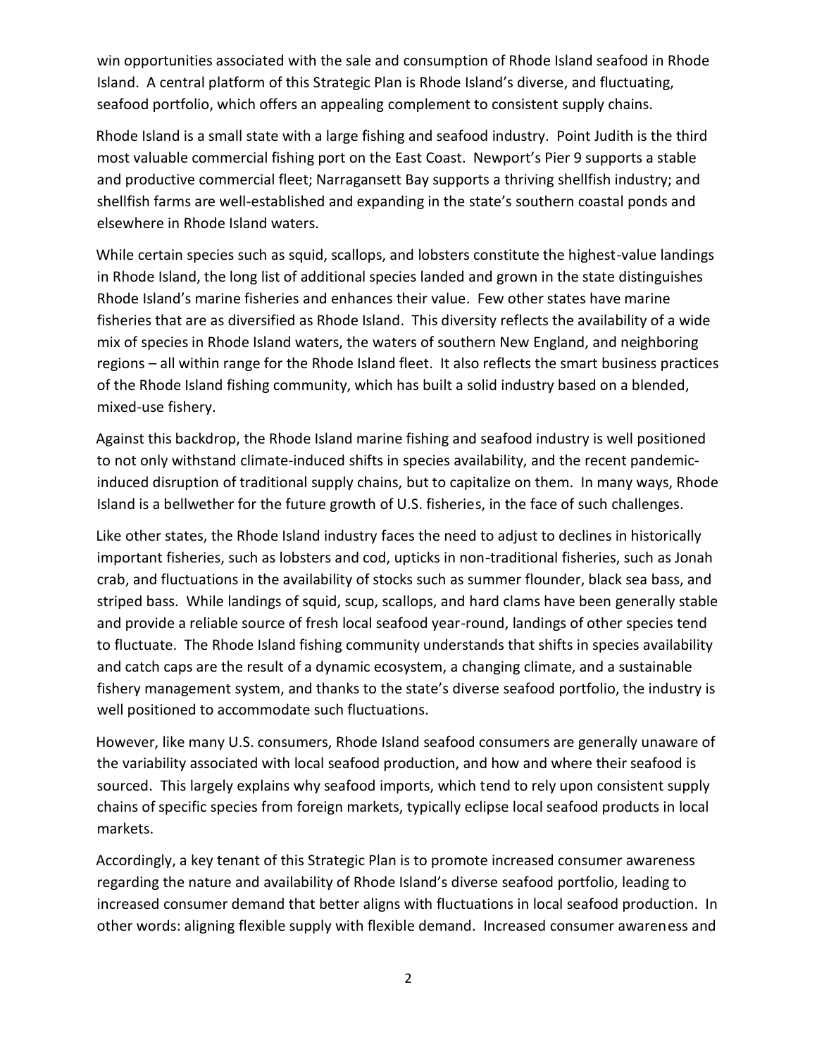win opportunities associated with the sale and consumption of Rhode Island seafood in Rhode Island. A central platform of this Strategic Plan is Rhode Island's diverse, and fluctuating, seafood portfolio, which offers an appealing complement to consistent supply chains.

Rhode Island is a small state with a large fishing and seafood industry. Point Judith is the third most valuable commercial fishing port on the East Coast. Newport's Pier 9 supports a stable and productive commercial fleet; Narragansett Bay supports a thriving shellfish industry; and shellfish farms are well-established and expanding in the state's southern coastal ponds and elsewhere in Rhode Island waters.

While certain species such as squid, scallops, and lobsters constitute the highest-value landings in Rhode Island, the long list of additional species landed and grown in the state distinguishes Rhode Island's marine fisheries and enhances their value. Few other states have marine fisheries that are as diversified as Rhode Island. This diversity reflects the availability of a wide mix of species in Rhode Island waters, the waters of southern New England, and neighboring regions – all within range for the Rhode Island fleet. It also reflects the smart business practices of the Rhode Island fishing community, which has built a solid industry based on a blended, mixed-use fishery.

Against this backdrop, the Rhode Island marine fishing and seafood industry is well positioned to not only withstand climate-induced shifts in species availability, and the recent pandemic-induced disruption of traditional supply chains, but to capitalize on them. In many ways, Rhode Island is a bellwether for the future growth of U.S. fisheries, in the face of such challenges.

Like other states, the Rhode Island industry faces the need to adjust to declines in historically important fisheries, such as lobsters and cod, upticks in non-traditional fisheries, such as Jonah crab, and fluctuations in the availability of stocks such as summer flounder, black sea bass, and striped bass. While landings of squid, scup, scallops, and hard clams have been generally stable and provide a reliable source of fresh local seafood year-round, landings of other species tend to fluctuate. The Rhode Island fishing community understands that shifts in species availability and catch caps are the result of a dynamic ecosystem, a changing climate, and a sustainable fishery management system, and thanks to the state's diverse seafood portfolio, the industry is well positioned to accommodate such fluctuations.

However, like many U.S. consumers, Rhode Island seafood consumers are generally unaware of the variability associated with local seafood production, and how and where their seafood is sourced. This largely explains why seafood imports, which tend to rely upon consistent supply chains of specific species from foreign markets, typically eclipse local seafood products in local markets.

Accordingly, a key tenant of this Strategic Plan is to promote increased consumer awareness regarding the nature and availability of Rhode Island's diverse seafood portfolio, leading to increased consumer demand that better aligns with fluctuations in local seafood production. In other words: aligning flexible supply with flexible demand. Increased consumer awareness and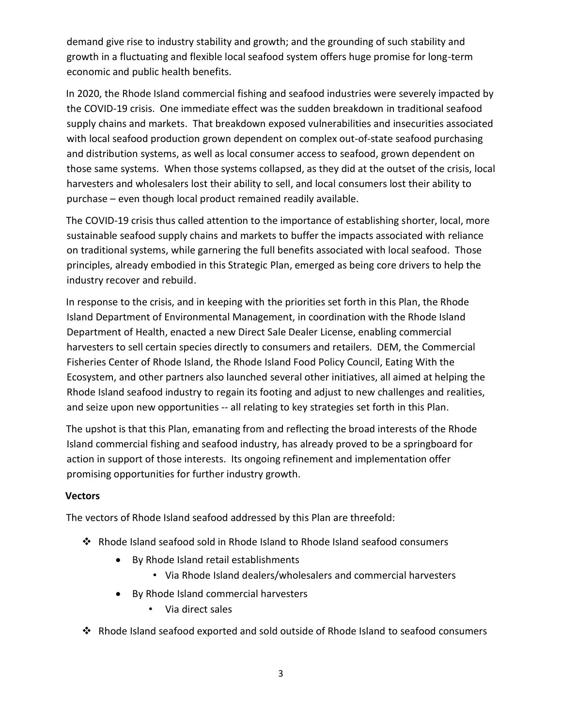demand give rise to industry stability and growth; and the grounding of such stability and growth in a fluctuating and flexible local seafood system offers huge promise for long-term economic and public health benefits.

In 2020, the Rhode Island commercial fishing and seafood industries were severely impacted by the COVID-19 crisis. One immediate effect was the sudden breakdown in traditional seafood supply chains and markets. That breakdown exposed vulnerabilities and insecurities associated with local seafood production grown dependent on complex out-of-state seafood purchasing and distribution systems, as well as local consumer access to seafood, grown dependent on those same systems. When those systems collapsed, as they did at the outset of the crisis, local harvesters and wholesalers lost their ability to sell, and local consumers lost their ability to purchase – even though local product remained readily available.

The COVID-19 crisis thus called attention to the importance of establishing shorter, local, more sustainable seafood supply chains and markets to buffer the impacts associated with reliance on traditional systems, while garnering the full benefits associated with local seafood. Those principles, already embodied in this Strategic Plan, emerged as being core drivers to help the industry recover and rebuild.

In response to the crisis, and in keeping with the priorities set forth in this Plan, the Rhode Island Department of Environmental Management, in coordination with the Rhode Island Department of Health, enacted a new Direct Sale Dealer License, enabling commercial harvesters to sell certain species directly to consumers and retailers. DEM, the Commercial Fisheries Center of Rhode Island, the Rhode Island Food Policy Council, Eating With the Ecosystem, and other partners also launched several other initiatives, all aimed at helping the Rhode Island seafood industry to regain its footing and adjust to new challenges and realities, and seize upon new opportunities -- all relating to key strategies set forth in this Plan.

The upshot is that this Plan, emanating from and reflecting the broad interests of the Rhode Island commercial fishing and seafood industry, has already proved to be a springboard for action in support of those interests. Its ongoing refinement and implementation offer promising opportunities for further industry growth.

**Vectors**

The vectors of Rhode Island seafood addressed by this Plan are threefold:

- Rhode Island seafood sold in Rhode Island to Rhode Island seafood consumers
  - By Rhode Island retail establishments
    - Via Rhode Island dealers/wholesalers and commercial harvesters
  - By Rhode Island commercial harvesters
    - Via direct sales
- Rhode Island seafood exported and sold outside of Rhode Island to seafood consumers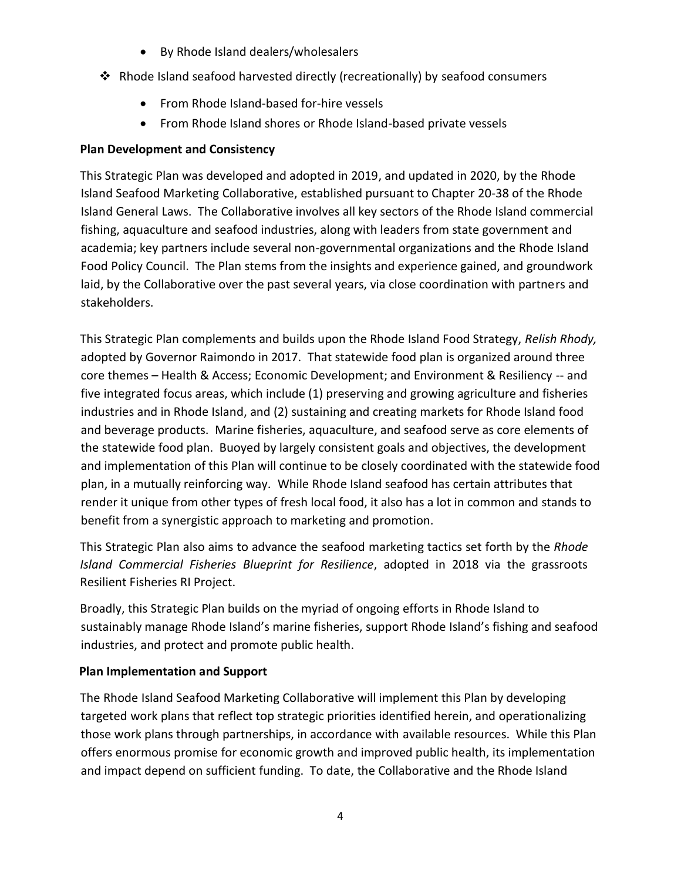- By Rhode Island dealers/wholesalers

- Rhode Island seafood harvested directly (recreationally) by seafood consumers
   - From Rhode Island-based for-hire vessels
   - From Rhode Island shores or Rhode Island-based private vessels

**Plan Development and Consistency**

This Strategic Plan was developed and adopted in 2019, and updated in 2020, by the Rhode Island Seafood Marketing Collaborative, established pursuant to Chapter 20-38 of the Rhode Island General Laws. The Collaborative involves all key sectors of the Rhode Island commercial fishing, aquaculture and seafood industries, along with leaders from state government and academia; key partners include several non-governmental organizations and the Rhode Island Food Policy Council. The Plan stems from the insights and experience gained, and groundwork laid, by the Collaborative over the past several years, via close coordination with partners and stakeholders.

This Strategic Plan complements and builds upon the Rhode Island Food Strategy, *Relish Rhody,* adopted by Governor Raimondo in 2017. That statewide food plan is organized around three core themes – Health & Access; Economic Development; and Environment & Resiliency -- and five integrated focus areas, which include (1) preserving and growing agriculture and fisheries industries and in Rhode Island, and (2) sustaining and creating markets for Rhode Island food and beverage products. Marine fisheries, aquaculture, and seafood serve as core elements of the statewide food plan. Buoyed by largely consistent goals and objectives, the development and implementation of this Plan will continue to be closely coordinated with the statewide food plan, in a mutually reinforcing way. While Rhode Island seafood has certain attributes that render it unique from other types of fresh local food, it also has a lot in common and stands to benefit from a synergistic approach to marketing and promotion.

This Strategic Plan also aims to advance the seafood marketing tactics set forth by the *Rhode Island Commercial Fisheries Blueprint for Resilience*, adopted in 2018 via the grassroots Resilient Fisheries RI Project.

Broadly, this Strategic Plan builds on the myriad of ongoing efforts in Rhode Island to sustainably manage Rhode Island's marine fisheries, support Rhode Island's fishing and seafood industries, and protect and promote public health.

**Plan Implementation and Support**

The Rhode Island Seafood Marketing Collaborative will implement this Plan by developing targeted work plans that reflect top strategic priorities identified herein, and operationalizing those work plans through partnerships, in accordance with available resources. While this Plan offers enormous promise for economic growth and improved public health, its implementation and impact depend on sufficient funding. To date, the Collaborative and the Rhode Island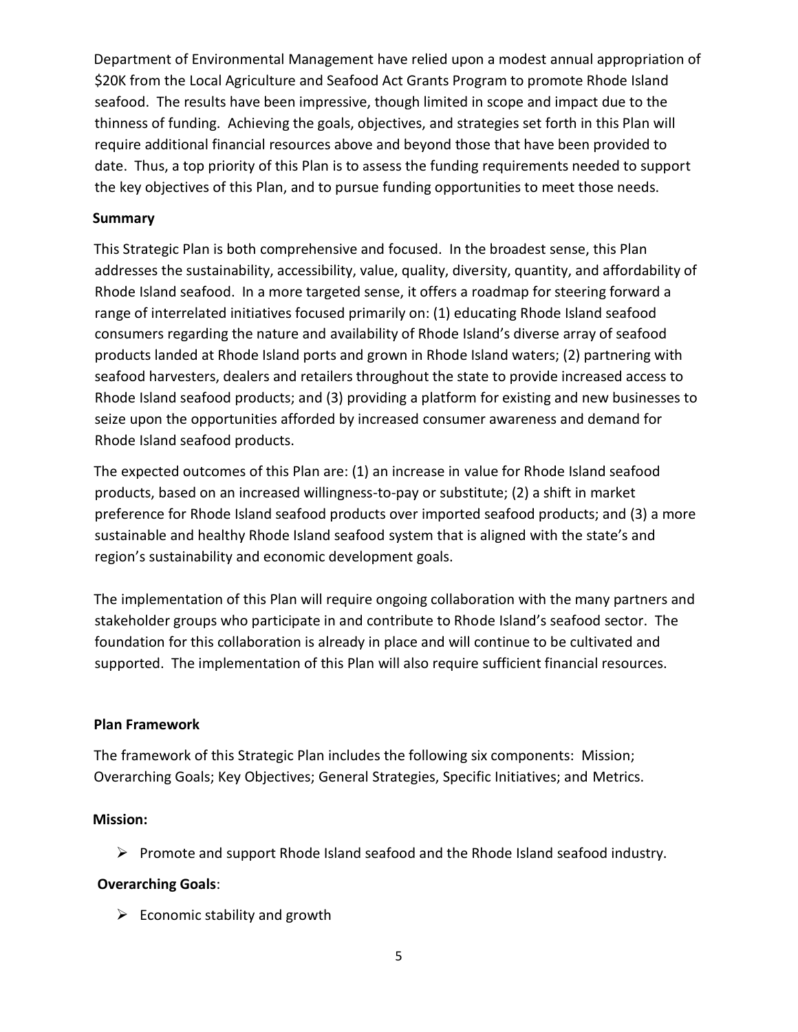Department of Environmental Management have relied upon a modest annual appropriation of $20K from the Local Agriculture and Seafood Act Grants Program to promote Rhode Island seafood. The results have been impressive, though limited in scope and impact due to the thinness of funding. Achieving the goals, objectives, and strategies set forth in this Plan will require additional financial resources above and beyond those that have been provided to date. Thus, a top priority of this Plan is to assess the funding requirements needed to support the key objectives of this Plan, and to pursue funding opportunities to meet those needs.

**Summary**

This Strategic Plan is both comprehensive and focused. In the broadest sense, this Plan addresses the sustainability, accessibility, value, quality, diversity, quantity, and affordability of Rhode Island seafood. In a more targeted sense, it offers a roadmap for steering forward a range of interrelated initiatives focused primarily on: (1) educating Rhode Island seafood consumers regarding the nature and availability of Rhode Island's diverse array of seafood products landed at Rhode Island ports and grown in Rhode Island waters; (2) partnering with seafood harvesters, dealers and retailers throughout the state to provide increased access to Rhode Island seafood products; and (3) providing a platform for existing and new businesses to seize upon the opportunities afforded by increased consumer awareness and demand for Rhode Island seafood products.

The expected outcomes of this Plan are: (1) an increase in value for Rhode Island seafood products, based on an increased willingness-to-pay or substitute; (2) a shift in market preference for Rhode Island seafood products over imported seafood products; and (3) a more sustainable and healthy Rhode Island seafood system that is aligned with the state's and region's sustainability and economic development goals.

The implementation of this Plan will require ongoing collaboration with the many partners and stakeholder groups who participate in and contribute to Rhode Island's seafood sector. The foundation for this collaboration is already in place and will continue to be cultivated and supported. The implementation of this Plan will also require sufficient financial resources.

**Plan Framework**

The framework of this Strategic Plan includes the following six components: Mission; Overarching Goals; Key Objectives; General Strategies, Specific Initiatives; and Metrics.

**Mission:**

- Promote and support Rhode Island seafood and the Rhode Island seafood industry.

**Overarching Goals**:

- Economic stability and growth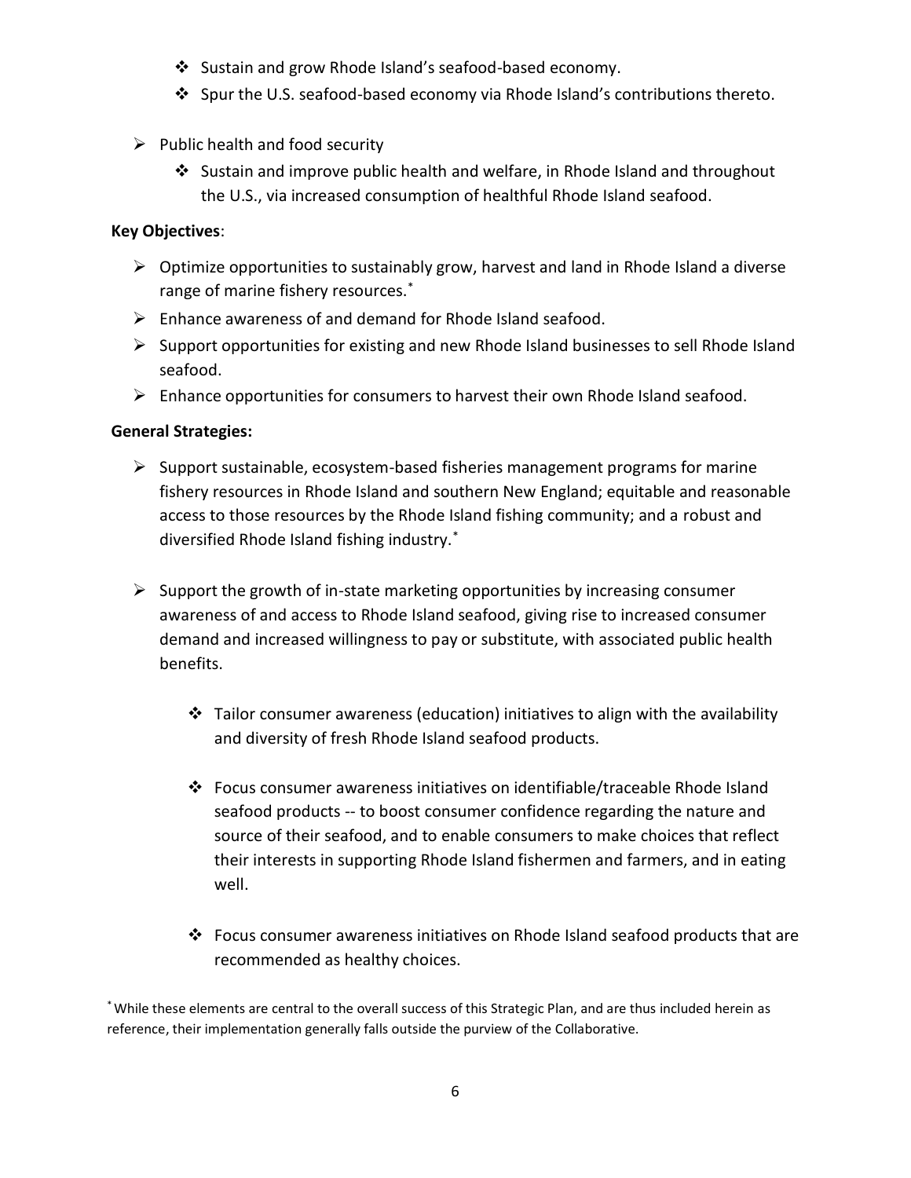- Sustain and grow Rhode Island's seafood-based economy.
    - Spur the U.S. seafood-based economy via Rhode Island's contributions thereto.

- Public health and food security
    - Sustain and improve public health and welfare, in Rhode Island and throughout the U.S., via increased consumption of healthful Rhode Island seafood.

**Key Objectives**:

- Optimize opportunities to sustainably grow, harvest and land in Rhode Island a diverse range of marine fishery resources.*
- Enhance awareness of and demand for Rhode Island seafood.
- Support opportunities for existing and new Rhode Island businesses to sell Rhode Island seafood.
- Enhance opportunities for consumers to harvest their own Rhode Island seafood.

**General Strategies:**

- Support sustainable, ecosystem-based fisheries management programs for marine fishery resources in Rhode Island and southern New England; equitable and reasonable access to those resources by the Rhode Island fishing community; and a robust and diversified Rhode Island fishing industry.*

- Support the growth of in-state marketing opportunities by increasing consumer awareness of and access to Rhode Island seafood, giving rise to increased consumer demand and increased willingness to pay or substitute, with associated public health benefits.

    - Tailor consumer awareness (education) initiatives to align with the availability and diversity of fresh Rhode Island seafood products.

    - Focus consumer awareness initiatives on identifiable/traceable Rhode Island seafood products -- to boost consumer confidence regarding the nature and source of their seafood, and to enable consumers to make choices that reflect their interests in supporting Rhode Island fishermen and farmers, and in eating well.

    - Focus consumer awareness initiatives on Rhode Island seafood products that are recommended as healthy choices.

* While these elements are central to the overall success of this Strategic Plan, and are thus included herein as reference, their implementation generally falls outside the purview of the Collaborative.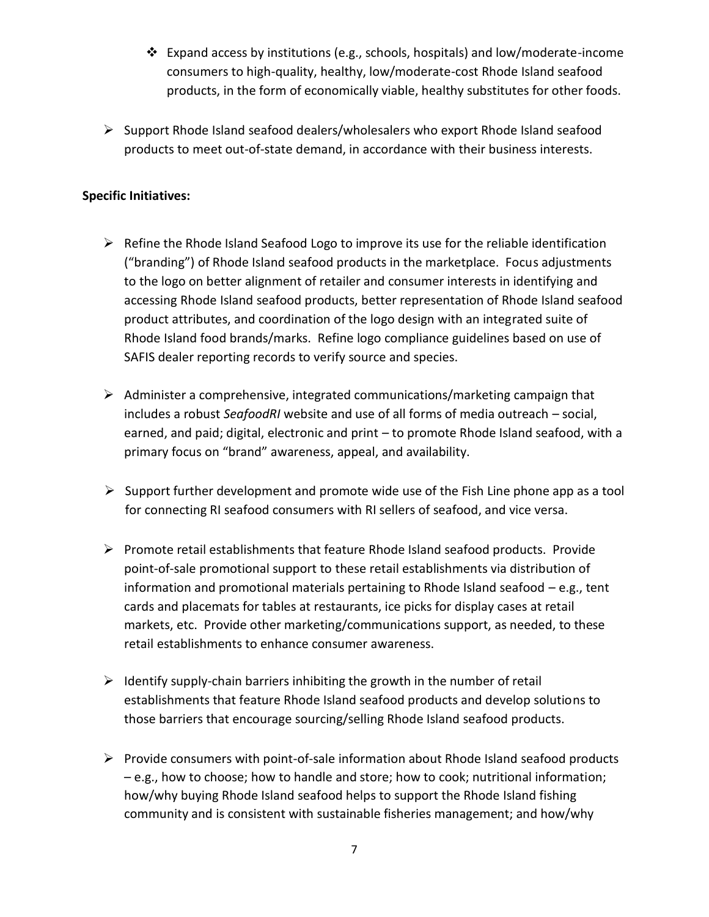- Expand access by institutions (e.g., schools, hospitals) and low/moderate-income consumers to high-quality, healthy, low/moderate-cost Rhode Island seafood products, in the form of economically viable, healthy substitutes for other foods.

- Support Rhode Island seafood dealers/wholesalers who export Rhode Island seafood products to meet out-of-state demand, in accordance with their business interests.

**Specific Initiatives:**

- Refine the Rhode Island Seafood Logo to improve its use for the reliable identification ("branding") of Rhode Island seafood products in the marketplace. Focus adjustments to the logo on better alignment of retailer and consumer interests in identifying and accessing Rhode Island seafood products, better representation of Rhode Island seafood product attributes, and coordination of the logo design with an integrated suite of Rhode Island food brands/marks. Refine logo compliance guidelines based on use of SAFIS dealer reporting records to verify source and species.

- Administer a comprehensive, integrated communications/marketing campaign that includes a robust *SeafoodRI* website and use of all forms of media outreach – social, earned, and paid; digital, electronic and print – to promote Rhode Island seafood, with a primary focus on "brand" awareness, appeal, and availability.

- Support further development and promote wide use of the Fish Line phone app as a tool for connecting RI seafood consumers with RI sellers of seafood, and vice versa.

- Promote retail establishments that feature Rhode Island seafood products. Provide point-of-sale promotional support to these retail establishments via distribution of information and promotional materials pertaining to Rhode Island seafood – e.g., tent cards and placemats for tables at restaurants, ice picks for display cases at retail markets, etc. Provide other marketing/communications support, as needed, to these retail establishments to enhance consumer awareness.

- Identify supply-chain barriers inhibiting the growth in the number of retail establishments that feature Rhode Island seafood products and develop solutions to those barriers that encourage sourcing/selling Rhode Island seafood products.

- Provide consumers with point-of-sale information about Rhode Island seafood products – e.g., how to choose; how to handle and store; how to cook; nutritional information; how/why buying Rhode Island seafood helps to support the Rhode Island fishing community and is consistent with sustainable fisheries management; and how/why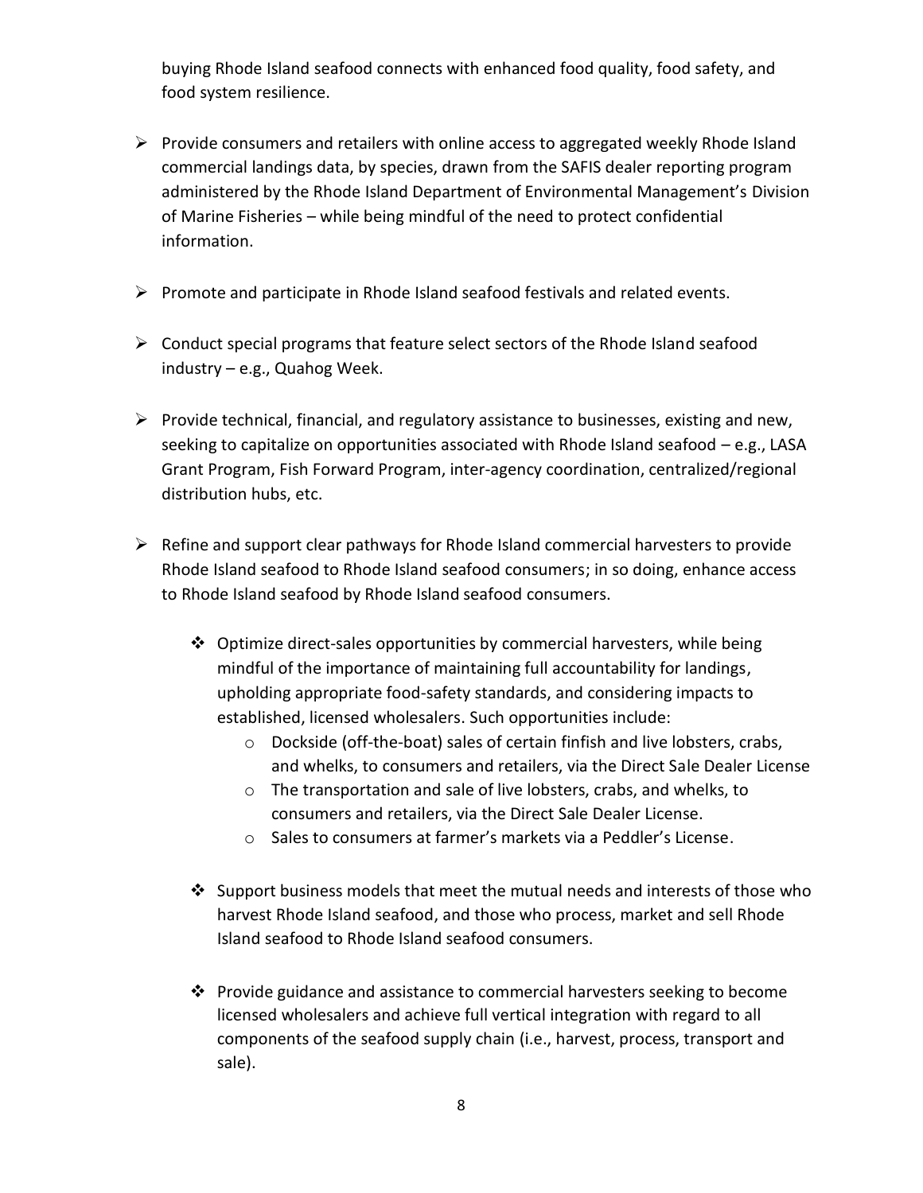buying Rhode Island seafood connects with enhanced food quality, food safety, and food system resilience.

- Provide consumers and retailers with online access to aggregated weekly Rhode Island commercial landings data, by species, drawn from the SAFIS dealer reporting program administered by the Rhode Island Department of Environmental Management's Division of Marine Fisheries – while being mindful of the need to protect confidential information.

- Promote and participate in Rhode Island seafood festivals and related events.

- Conduct special programs that feature select sectors of the Rhode Island seafood industry – e.g., Quahog Week.

- Provide technical, financial, and regulatory assistance to businesses, existing and new, seeking to capitalize on opportunities associated with Rhode Island seafood – e.g., LASA Grant Program, Fish Forward Program, inter-agency coordination, centralized/regional distribution hubs, etc.

- Refine and support clear pathways for Rhode Island commercial harvesters to provide Rhode Island seafood to Rhode Island seafood consumers; in so doing, enhance access to Rhode Island seafood by Rhode Island seafood consumers.

  - Optimize direct-sales opportunities by commercial harvesters, while being mindful of the importance of maintaining full accountability for landings, upholding appropriate food-safety standards, and considering impacts to established, licensed wholesalers. Such opportunities include:
    - Dockside (off-the-boat) sales of certain finfish and live lobsters, crabs, and whelks, to consumers and retailers, via the Direct Sale Dealer License
    - The transportation and sale of live lobsters, crabs, and whelks, to consumers and retailers, via the Direct Sale Dealer License.
    - Sales to consumers at farmer's markets via a Peddler's License.

  - Support business models that meet the mutual needs and interests of those who harvest Rhode Island seafood, and those who process, market and sell Rhode Island seafood to Rhode Island seafood consumers.

  - Provide guidance and assistance to commercial harvesters seeking to become licensed wholesalers and achieve full vertical integration with regard to all components of the seafood supply chain (i.e., harvest, process, transport and sale).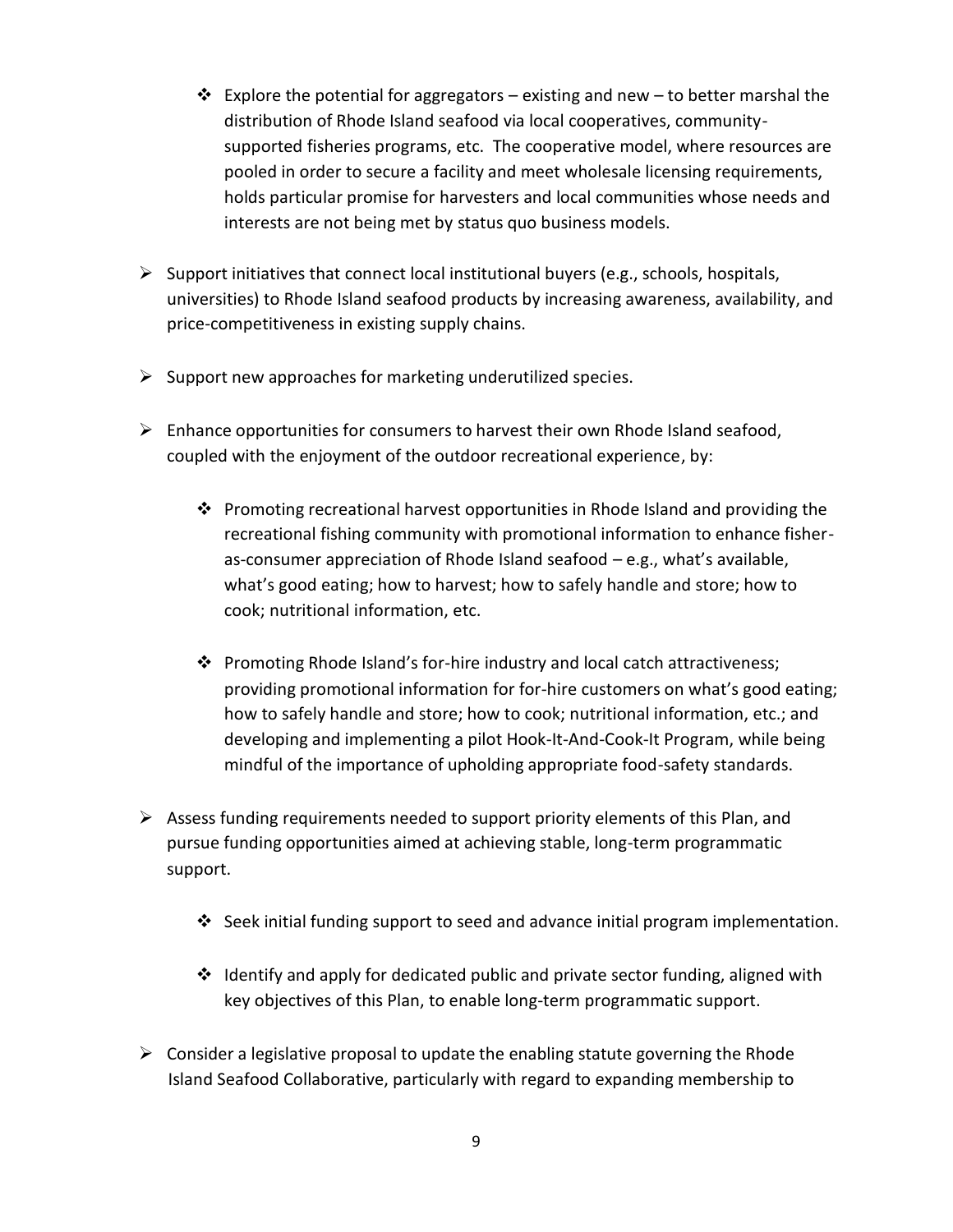- Explore the potential for aggregators – existing and new – to better marshal the distribution of Rhode Island seafood via local cooperatives, community-supported fisheries programs, etc. The cooperative model, where resources are pooled in order to secure a facility and meet wholesale licensing requirements, holds particular promise for harvesters and local communities whose needs and interests are not being met by status quo business models.

- Support initiatives that connect local institutional buyers (e.g., schools, hospitals, universities) to Rhode Island seafood products by increasing awareness, availability, and price-competitiveness in existing supply chains.

- Support new approaches for marketing underutilized species.

- Enhance opportunities for consumers to harvest their own Rhode Island seafood, coupled with the enjoyment of the outdoor recreational experience, by:

  - Promoting recreational harvest opportunities in Rhode Island and providing the recreational fishing community with promotional information to enhance fisher-as-consumer appreciation of Rhode Island seafood – e.g., what's available, what's good eating; how to harvest; how to safely handle and store; how to cook; nutritional information, etc.

  - Promoting Rhode Island's for-hire industry and local catch attractiveness; providing promotional information for for-hire customers on what's good eating; how to safely handle and store; how to cook; nutritional information, etc.; and developing and implementing a pilot Hook-It-And-Cook-It Program, while being mindful of the importance of upholding appropriate food-safety standards.

- Assess funding requirements needed to support priority elements of this Plan, and pursue funding opportunities aimed at achieving stable, long-term programmatic support.

  - Seek initial funding support to seed and advance initial program implementation.

  - Identify and apply for dedicated public and private sector funding, aligned with key objectives of this Plan, to enable long-term programmatic support.

- Consider a legislative proposal to update the enabling statute governing the Rhode Island Seafood Collaborative, particularly with regard to expanding membership to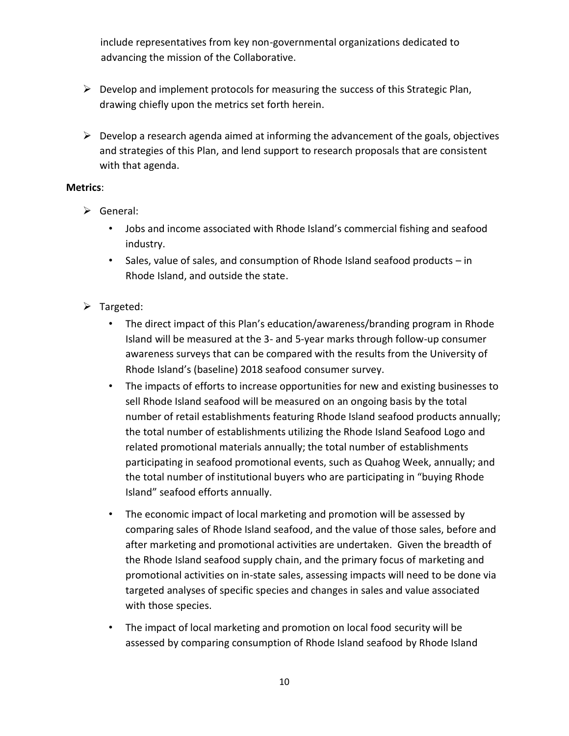include representatives from key non-governmental organizations dedicated to advancing the mission of the Collaborative.

- Develop and implement protocols for measuring the success of this Strategic Plan, drawing chiefly upon the metrics set forth herein.

- Develop a research agenda aimed at informing the advancement of the goals, objectives and strategies of this Plan, and lend support to research proposals that are consistent with that agenda.

**Metrics**:

- General:
  - Jobs and income associated with Rhode Island's commercial fishing and seafood industry.
  - Sales, value of sales, and consumption of Rhode Island seafood products – in Rhode Island, and outside the state.

- Targeted:
  - The direct impact of this Plan's education/awareness/branding program in Rhode Island will be measured at the 3- and 5-year marks through follow-up consumer awareness surveys that can be compared with the results from the University of Rhode Island's (baseline) 2018 seafood consumer survey.
  - The impacts of efforts to increase opportunities for new and existing businesses to sell Rhode Island seafood will be measured on an ongoing basis by the total number of retail establishments featuring Rhode Island seafood products annually; the total number of establishments utilizing the Rhode Island Seafood Logo and related promotional materials annually; the total number of establishments participating in seafood promotional events, such as Quahog Week, annually; and the total number of institutional buyers who are participating in "buying Rhode Island" seafood efforts annually.
  - The economic impact of local marketing and promotion will be assessed by comparing sales of Rhode Island seafood, and the value of those sales, before and after marketing and promotional activities are undertaken. Given the breadth of the Rhode Island seafood supply chain, and the primary focus of marketing and promotional activities on in-state sales, assessing impacts will need to be done via targeted analyses of specific species and changes in sales and value associated with those species.
  - The impact of local marketing and promotion on local food security will be assessed by comparing consumption of Rhode Island seafood by Rhode Island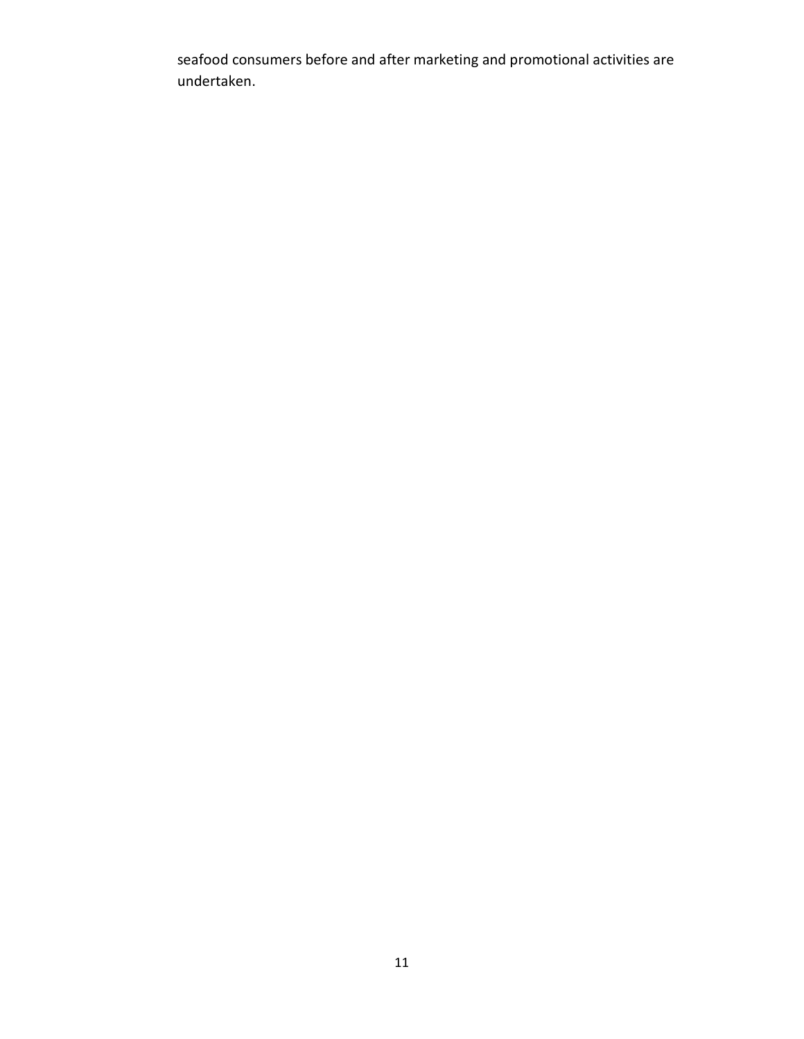seafood consumers before and after marketing and promotional activities are undertaken.